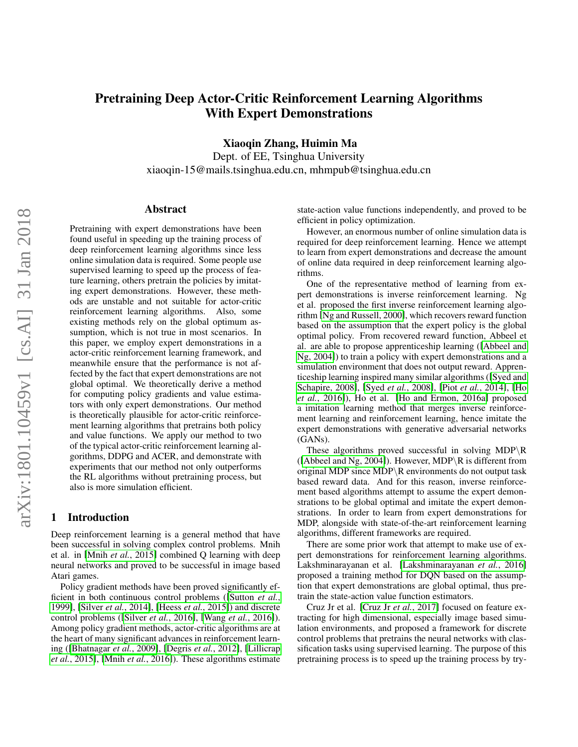# Pretraining Deep Actor-Critic Reinforcement Learning Algorithms With Expert Demonstrations

**Xiaoqin Zhang, Huimin Ma**
Dept. of EE, Tsinghua University
xiaoqin-15@mails.tsinghua.edu.cn, mhmpub@tsinghua.edu.cn

## Abstract

Pretraining with expert demonstrations have been found useful in speeding up the training process of deep reinforcement learning algorithms since less online simulation data is required. Some people use supervised learning to speed up the process of feature learning, others pretrain the policies by imitating expert demonstrations. However, these methods are unstable and not suitable for actor-critic reinforcement learning algorithms. Also, some existing methods rely on the global optimum assumption, which is not true in most scenarios. In this paper, we employ expert demonstrations in a actor-critic reinforcement learning framework, and meanwhile ensure that the performance is not affected by the fact that expert demonstrations are not global optimal. We theoretically derive a method for computing policy gradients and value estimators with only expert demonstrations. Our method is theoretically plausible for actor-critic reinforcement learning algorithms that pretrains both policy and value functions. We apply our method to two of the typical actor-critic reinforcement learning algorithms, DDPG and ACER, and demonstrate with experiments that our method not only outperforms the RL algorithms without pretraining process, but also is more simulation efficient.

## 1 Introduction

Deep reinforcement learning is a general method that have been successful in solving complex control problems. Mnih et al. in [Mnih *et al.*, 2015] combined Q learning with deep neural networks and proved to be successful in image based Atari games.

Policy gradient methods have been proved significantly efficient in both continuous control problems ([Sutton *et al.*, 1999], [Silver *et al.*, 2014], [Heess *et al.*, 2015]) and discrete control problems ([Silver *et al.*, 2016], [Wang *et al.*, 2016]). Among policy gradient methods, actor-critic algorithms are at the heart of many significant advances in reinforcement learning ([Bhatnagar *et al.*, 2009], [Degris *et al.*, 2012], [Lillicrap *et al.*, 2015], [Mnih *et al.*, 2016]). These algorithms estimate state-action value functions independently, and proved to be efficient in policy optimization.

However, an enormous number of online simulation data is required for deep reinforcement learning. Hence we attempt to learn from expert demonstrations and decrease the amount of online data required in deep reinforcement learning algorithms.

One of the representative method of learning from expert demonstrations is inverse reinforcement learning. Ng et al. proposed the first inverse reinforcement learning algorithm [Ng and Russell, 2000], which recovers reward function based on the assumption that the expert policy is the global optimal policy. From recovered reward function, Abbeel et al. are able to propose apprenticeship learning ([Abbeel and Ng, 2004]) to train a policy with expert demonstrations and a simulation environment that does not output reward. Apprenticeship learning inspired many similar algorithms ([Syed and Schapire, 2008], [Syed *et al.*, 2008], [Piot *et al.*, 2014], [Ho *et al.*, 2016]), Ho et al. [Ho and Ermon, 2016a] proposed a imitation learning method that merges inverse reinforcement learning and reinforcement learning, hence imitate the expert demonstrations with generative adversarial networks (GANs).

These algorithms proved successful in solving MDP\R ([Abbeel and Ng, 2004]). However, MDP\R is different from original MDP since MDP\R environments do not output task based reward data. And for this reason, inverse reinforcement learning based algorithms attempt to assume the expert demonstrations to be global optimal and imitate the expert demonstrations. In order to learn from expert demonstrations for MDP, alongside with state-of-the-art reinforcement learning algorithms, different frameworks are required.

There are some prior work that attempt to make use of expert demonstrations for reinforcement learning algorithms. Lakshminarayanan et al. [Lakshminarayanan *et al.*, 2016] proposed a training method for DQN based on the assumption that expert demonstrations are global optimal, thus pretrain the state-action value function estimators.

Cruz Jr et al. [Cruz Jr *et al.*, 2017] focused on feature extracting for high dimensional, especially image based simulation environments, and proposed a framework for discrete control problems that pretrains the neural networks with classification tasks using supervised learning. The purpose of this pretraining process is to speed up the training process by try-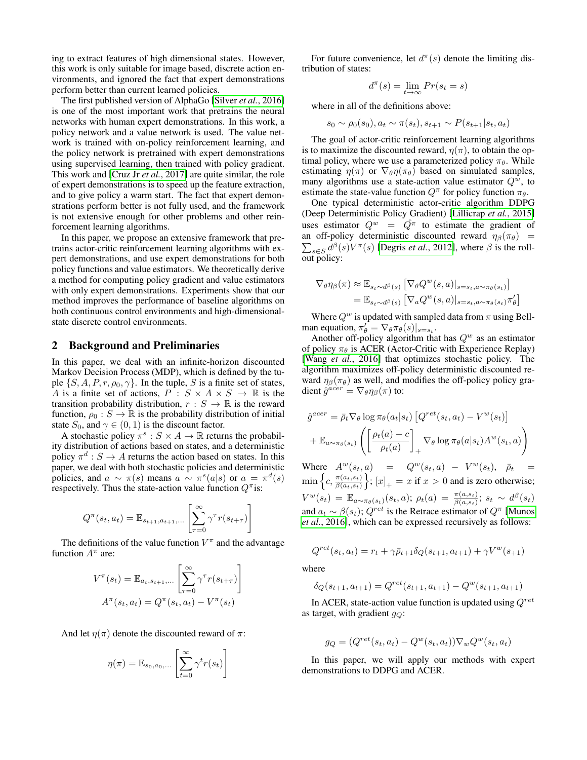ing to extract features of high dimensional states. However, this work is only suitable for image based, discrete action environments, and ignored the fact that expert demonstrations perform better than current learned policies.

The first published version of AlphaGo [Silver *et al.*, 2016] is one of the most important work that pretrains the neural networks with human expert demonstrations. In this work, a policy network and a value network is used. The value network is trained with on-policy reinforcement learning, and the policy network is pretrained with expert demonstrations using supervised learning, then trained with policy gradient. This work and [Cruz Jr *et al.*, 2017] are quite similar, the role of expert demonstrations is to speed up the feature extraction, and to give policy a warm start. The fact that expert demonstrations perform better is not fully used, and the framework is not extensive enough for other problems and other reinforcement learning algorithms.

In this paper, we propose an extensive framework that pretrains actor-critic reinforcement learning algorithms with expert demonstrations, and use expert demonstrations for both policy functions and value estimators. We theoretically derive a method for computing policy gradient and value estimators with only expert demonstrations. Experiments show that our method improves the performance of baseline algorithms on both continuous control environments and high-dimensional-state discrete control environments.

## 2 Background and Preliminaries

In this paper, we deal with an infinite-horizon discounted Markov Decision Process (MDP), which is defined by the tuple $\{S, A, P, r, \rho_0, \gamma\}$. In the tuple, $S$ is a finite set of states, $A$ is a finite set of actions, $P : S \times A \times S \to \mathbb{R}$ is the transition probability distribution, $r : S \to \mathbb{R}$ is the reward function, $\rho_0 : S \to \mathbb{R}$ is the probability distribution of initial state $S_0$, and $\gamma \in (0, 1)$ is the discount factor.

A stochastic policy $\pi^s : S \times A \to \mathbb{R}$ returns the probability distribution of actions based on states, and a deterministic policy $\pi^d : S \to A$ returns the action based on states. In this paper, we deal with both stochastic policies and deterministic policies, and $a \sim \pi(s)$ means $a \sim \pi^s(a|s)$ or $a = \pi^d(s)$ respectively. Thus the state-action value function $Q^\pi$is:

$$Q^\pi(s_t, a_t) = \mathbb{E}_{s_{t+1}, a_{t+1}, \dots}\left[\sum_{\tau=0}^{\infty} \gamma^\tau r(s_{t+\tau})\right]$$

The definitions of the value function $V^\pi$ and the advantage function $A^\pi$ are:

$$V^\pi(s_t) = \mathbb{E}_{a_t, s_{t+1}, \dots}\left[\sum_{\tau=0}^{\infty} \gamma^\tau r(s_{t+\tau})\right]$$
$$A^\pi(s_t, a_t) = Q^\pi(s_t, a_t) - V^\pi(s_t)$$

And let $\eta(\pi)$ denote the discounted reward of $\pi$:

$$\eta(\pi) = \mathbb{E}_{s_0, a_0, \dots}\left[\sum_{t=0}^{\infty} \gamma^t r(s_t)\right]$$

For future convenience, let $d^\pi(s)$ denote the limiting distribution of states:

$$d^\pi(s) = \lim_{t \to \infty} Pr(s_t = s)$$

where in all of the definitions above:

$$s_0 \sim \rho_0(s_0), a_t \sim \pi(s_t), s_{t+1} \sim P(s_{t+1}|s_t, a_t)$$

The goal of actor-critic reinforcement learning algorithms is to maximize the discounted reward, $\eta(\pi)$, to obtain the optimal policy, where we use a parameterized policy $\pi_\theta$. While estimating $\eta(\pi)$ or $\nabla_\theta \eta(\pi_\theta)$ based on simulated samples, many algorithms use a state-action value estimator $Q^w$, to estimate the state-value function $Q^\pi$ for policy function $\pi_\theta$.

One typical deterministic actor-critic algorithm DDPG (Deep Deterministic Policy Gradient) [Lillicrap *et al.*, 2015] uses estimator $Q^w = \hat{Q^\pi}$ to estimate the gradient of an off-policy deterministic discounted reward $\eta_\beta(\pi_\theta) = \sum_{s \in S} d^\beta(s) V^\pi(s)$ [Degris *et al.*, 2012], where $\beta$ is the roll-out policy:

$$\nabla_\theta \eta_\beta(\pi) \approx \mathbb{E}_{s_t \sim d^\beta(s)}\left[\nabla_\theta Q^w(s, a)|_{s=s_t, a \sim \pi_\theta(s_t)}\right]$$
$$= \mathbb{E}_{s_t \sim d^\beta(s)}\left[\nabla_a Q^w(s, a)|_{s=s_t, a \sim \pi_\theta(s_t)} \pi_\theta'\right]$$

Where $Q^w$ is updated with sampled data from $\pi$ using Bellman equation, $\pi_\theta' = \nabla_\theta \pi_\theta(s)|_{s=s_t}$.

Another off-policy algorithm that has $Q^w$ as an estimator of policy $\pi_\theta$ is ACER (Actor-Critic with Experience Replay) [Wang *et al.*, 2016] that optimizes stochastic policy. The algorithm maximizes off-policy deterministic discounted reward $\eta_\beta(\pi_\theta)$ as well, and modifies the off-policy policy gradient $\hat{g}^{acer} = \nabla_\theta \eta_\beta(\pi)$ to:

$$\hat{g}^{acer} = \bar{\rho}_t \nabla_\theta \log \pi_\theta(a_t|s_t)\left[Q^{ret}(s_t, a_t) - V^w(s_t)\right]$$
$$+ \mathbb{E}_{a \sim \pi_\theta(s_t)}\left(\left[\frac{\rho_t(a) - c}{\rho_t(a)}\right]_+ \nabla_\theta \log \pi_\theta(a|s_t) A^w(s_t, a)\right)$$

Where $A^w(s_t, a) = Q^w(s_t, a) - V^w(s_t)$, $\bar{\rho}_t = \min\left\{c, \frac{\pi(a_t, s_t)}{\beta(a_t, s_t)}\right\}$; $[x]_+ = x$ if $x > 0$ and is zero otherwise; $V^w(s_t) = \mathbb{E}_{a \sim \pi_\theta(s_t)}(s_t, a)$; $\rho_t(a) = \frac{\pi(a, s_t)}{\beta(a, s_t)}$; $s_t \sim d^\beta(s_t)$ and $a_t \sim \beta(s_t)$; $Q^{ret}$ is the Retrace estimator of $Q^\pi$ [Munos *et al.*, 2016], which can be expressed recursively as follows:

$$Q^{ret}(s_t, a_t) = r_t + \gamma \bar{\rho}_{t+1} \delta_Q(s_{t+1}, a_{t+1}) + \gamma V^w(s_{+1})$$

where

$$\delta_Q(s_{t+1}, a_{t+1}) = Q^{ret}(s_{t+1}, a_{t+1}) - Q^w(s_{t+1}, a_{t+1})$$

In ACER, state-action value function is updated using $Q^{ret}$ as target, with gradient $g_Q$:

$$g_Q = (Q^{ret}(s_t, a_t) - Q^w(s_t, a_t)) \nabla_w Q^w(s_t, a_t)$$

In this paper, we will apply our methods with expert demonstrations to DDPG and ACER.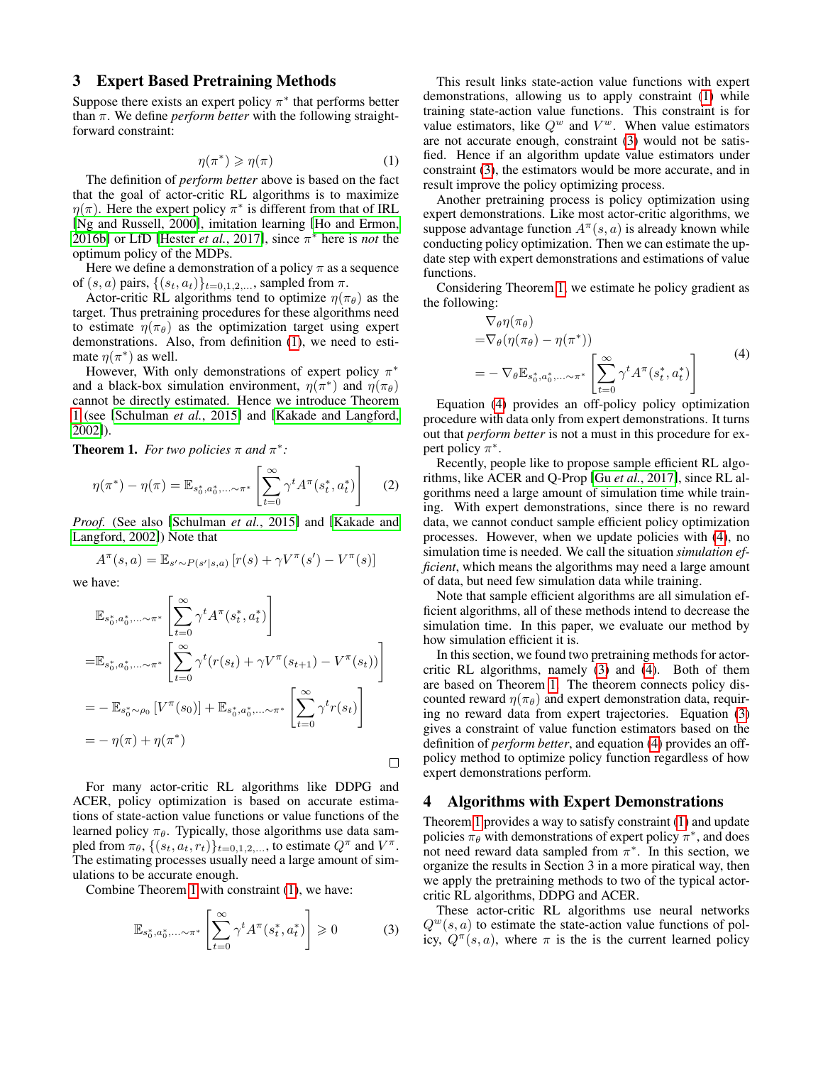## 3 Expert Based Pretraining Methods

Suppose there exists an expert policy $\pi^*$ that performs better than $\pi$. We define *perform better* with the following straightforward constraint:

$$\eta(\pi^*) \geqslant \eta(\pi) \tag{1}$$

The definition of *perform better* above is based on the fact that the goal of actor-critic RL algorithms is to maximize $\eta(\pi)$. Here the expert policy $\pi^*$ is different from that of IRL [Ng and Russell, 2000], imitation learning [Ho and Ermon, 2016b] or LfD [Hester *et al.*, 2017], since $\pi^*$ here is *not* the optimum policy of the MDPs.

Here we define a demonstration of a policy $\pi$ as a sequence of $(s, a)$ pairs, $\{(s_t, a_t)\}_{t=0,1,2,...}$, sampled from $\pi$.

Actor-critic RL algorithms tend to optimize $\eta(\pi_\theta)$ as the target. Thus pretraining procedures for these algorithms need to estimate $\eta(\pi_\theta)$ as the optimization target using expert demonstrations. Also, from definition (1), we need to estimate $\eta(\pi^*)$ as well.

However, With only demonstrations of expert policy $\pi^*$ and a black-box simulation environment, $\eta(\pi^*)$ and $\eta(\pi_\theta)$ cannot be directly estimated. Hence we introduce Theorem 1 (see [Schulman *et al.*, 2015] and [Kakade and Langford, 2002]).

**Theorem 1.** *For two policies $\pi$ and $\pi^*$:*

$$\eta(\pi^*) - \eta(\pi) = \mathbb{E}_{s_0^*, a_0^*, ... \sim \pi^*}\left[\sum_{t=0}^{\infty} \gamma^t A^\pi(s_t^*, a_t^*)\right] \tag{2}$$

*Proof.* (See also [Schulman *et al.*, 2015] and [Kakade and Langford, 2002]) Note that

$$A^\pi(s, a) = \mathbb{E}_{s' \sim P(s'|s,a)}\left[r(s) + \gamma V^\pi(s') - V^\pi(s)\right]$$

we have:

$$\begin{aligned}
&\mathbb{E}_{s_0^*, a_0^*, ... \sim \pi^*}\left[\sum_{t=0}^{\infty} \gamma^t A^\pi(s_t^*, a_t^*)\right] \\
=&\mathbb{E}_{s_0^*, a_0^*, ... \sim \pi^*}\left[\sum_{t=0}^{\infty} \gamma^t (r(s_t) + \gamma V^\pi(s_{t+1}) - V^\pi(s_t))\right] \\
=& - \mathbb{E}_{s_0^* \sim \rho_0}\left[V^\pi(s_0)\right] + \mathbb{E}_{s_0^*, a_0^*, ... \sim \pi^*}\left[\sum_{t=0}^{\infty} \gamma^t r(s_t)\right] \\
=& - \eta(\pi) + \eta(\pi^*)
\end{aligned}$$

□

For many actor-critic RL algorithms like DDPG and ACER, policy optimization is based on accurate estimations of state-action value functions or value functions of the learned policy $\pi_\theta$. Typically, those algorithms use data sampled from $\pi_\theta$, $\{(s_t, a_t, r_t)\}_{t=0,1,2,...}$, to estimate $Q^\pi$ and $V^\pi$. The estimating processes usually need a large amount of simulations to be accurate enough.

Combine Theorem 1 with constraint (1), we have:

$$\mathbb{E}_{s_0^*, a_0^*, ... \sim \pi^*}\left[\sum_{t=0}^{\infty} \gamma^t A^\pi(s_t^*, a_t^*)\right] \geqslant 0 \tag{3}$$

This result links state-action value functions with expert demonstrations, allowing us to apply constraint (1) while training state-action value functions. This constraint is for value estimators, like $Q^w$ and $V^w$. When value estimators are not accurate enough, constraint (3) would not be satisfied. Hence if an algorithm update value estimators under constraint (3), the estimators would be more accurate, and in result improve the policy optimizing process.

Another pretraining process is policy optimization using expert demonstrations. Like most actor-critic algorithms, we suppose advantage function $A^\pi(s, a)$ is already known while conducting policy optimization. Then we can estimate the update step with expert demonstrations and estimations of value functions.

Considering Theorem 1, we estimate he policy gradient as the following:

$$\begin{aligned}
&\nabla_\theta \eta(\pi_\theta) \\
=&\nabla_\theta (\eta(\pi_\theta) - \eta(\pi^*)) \\
=& - \nabla_\theta \mathbb{E}_{s_0^*, a_0^*, ... \sim \pi^*}\left[\sum_{t=0}^{\infty} \gamma^t A^\pi(s_t^*, a_t^*)\right]
\end{aligned} \tag{4}$$

Equation (4) provides an off-policy policy optimization procedure with data only from expert demonstrations. It turns out that *perform better* is not a must in this procedure for expert policy $\pi^*$.

Recently, people like to propose sample efficient RL algorithms, like ACER and Q-Prop [Gu *et al.*, 2017], since RL algorithms need a large amount of simulation time while training. With expert demonstrations, since there is no reward data, we cannot conduct sample efficient policy optimization processes. However, when we update policies with (4), no simulation time is needed. We call the situation *simulation efficient*, which means the algorithms may need a large amount of data, but need few simulation data while training.

Note that sample efficient algorithms are all simulation efficient algorithms, all of these methods intend to decrease the simulation time. In this paper, we evaluate our method by how simulation efficient it is.

In this section, we found two pretraining methods for actor-critic RL algorithms, namely (3) and (4). Both of them are based on Theorem 1. The theorem connects policy discounted reward $\eta(\pi_\theta)$ and expert demonstration data, requiring no reward data from expert trajectories. Equation (3) gives a constraint of value function estimators based on the definition of *perform better*, and equation (4) provides an off-policy method to optimize policy function regardless of how expert demonstrations perform.

## 4 Algorithms with Expert Demonstrations

Theorem 1 provides a way to satisfy constraint (1) and update policies $\pi_\theta$ with demonstrations of expert policy $\pi^*$, and does not need reward data sampled from $\pi^*$. In this section, we organize the results in Section 3 in a more piratical way, then we apply the pretraining methods to two of the typical actor-critic RL algorithms, DDPG and ACER.

These actor-critic RL algorithms use neural networks $Q^w(s, a)$ to estimate the state-action value functions of policy, $Q^\pi(s, a)$, where $\pi$ is the is the current learned policy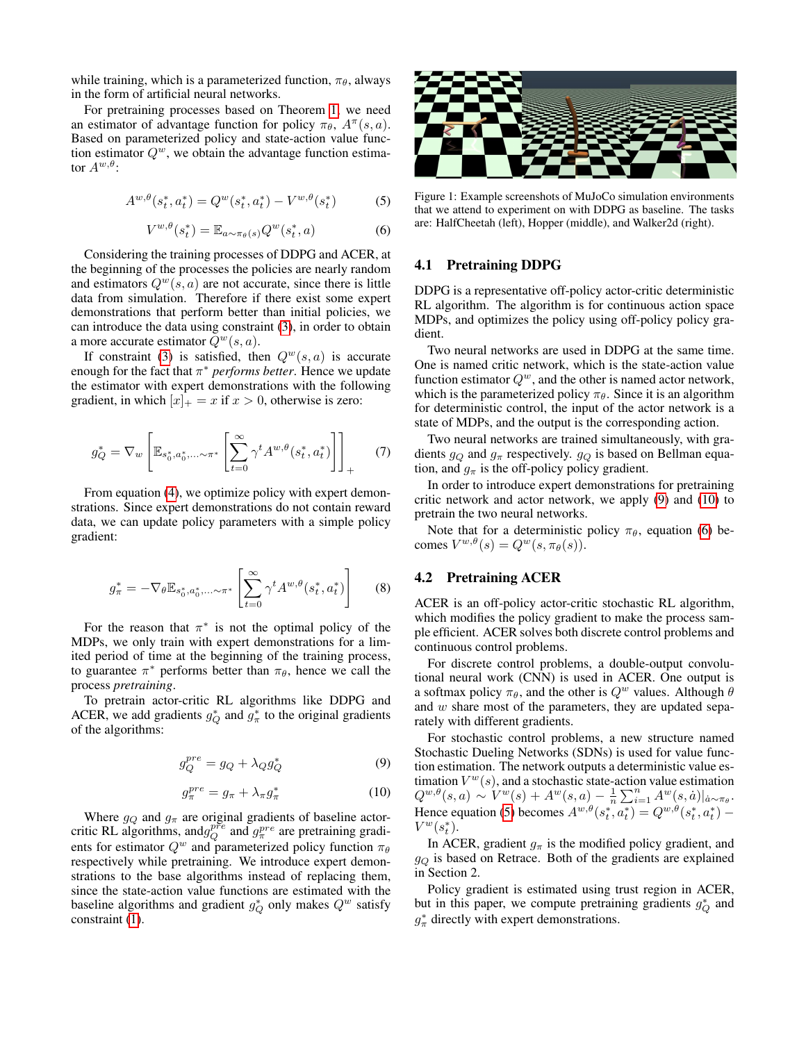while training, which is a parameterized function, $\pi_\theta$, always in the form of artificial neural networks.

For pretraining processes based on Theorem 1, we need an estimator of advantage function for policy $\pi_\theta$, $A^\pi(s, a)$. Based on parameterized policy and state-action value function estimator $Q^w$, we obtain the advantage function estimator $A^{w,\theta}$:

$$A^{w,\theta}(s_t^*, a_t^*) = Q^w(s_t^*, a_t^*) - V^{w,\theta}(s_t^*) \tag{5}$$

$$V^{w,\theta}(s_t^*) = \mathbb{E}_{a \sim \pi_\theta(s)} Q^w(s_t^*, a) \tag{6}$$

Considering the training processes of DDPG and ACER, at the beginning of the processes the policies are nearly random and estimators $Q^w(s, a)$ are not accurate, since there is little data from simulation. Therefore if there exist some expert demonstrations that perform better than initial policies, we can introduce the data using constraint (3), in order to obtain a more accurate estimator $Q^w(s, a)$.

If constraint (3) is satisfied, then $Q^w(s, a)$ is accurate enough for the fact that $\pi^*$ *performs better*. Hence we update the estimator with expert demonstrations with the following gradient, in which $[x]_+ = x$ if $x > 0$, otherwise is zero:

$$g_Q^* = \nabla_w \left[ \mathbb{E}_{s_0^*, a_0^*, \ldots \sim \pi^*} \left[ \sum_{t=0}^{\infty} \gamma^t A^{w,\theta}(s_t^*, a_t^*) \right] \right]_+ \tag{7}$$

From equation (4), we optimize policy with expert demonstrations. Since expert demonstrations do not contain reward data, we can update policy parameters with a simple policy gradient:

$$g_\pi^* = -\nabla_\theta \mathbb{E}_{s_0^*, a_0^*, \ldots \sim \pi^*} \left[ \sum_{t=0}^{\infty} \gamma^t A^{w,\theta}(s_t^*, a_t^*) \right] \tag{8}$$

For the reason that $\pi^*$ is not the optimal policy of the MDPs, we only train with expert demonstrations for a limited period of time at the beginning of the training process, to guarantee $\pi^*$ performs better than $\pi_\theta$, hence we call the process *pretraining*.

To pretrain actor-critic RL algorithms like DDPG and ACER, we add gradients $g_Q^*$ and $g_\pi^*$ to the original gradients of the algorithms:

$$g_Q^{pre} = g_Q + \lambda_Q g_Q^* \tag{9}$$

$$g_\pi^{pre} = g_\pi + \lambda_\pi g_\pi^* \tag{10}$$

Where $g_Q$ and $g_\pi$ are original gradients of baseline actor-critic RL algorithms, and $g_Q^{pre}$ and $g_\pi^{pre}$ are pretraining gradients for estimator $Q^w$ and parameterized policy function $\pi_\theta$ respectively while pretraining. We introduce expert demonstrations to the base algorithms instead of replacing them, since the state-action value functions are estimated with the baseline algorithms and gradient $g_Q^*$ only makes $Q^w$ satisfy constraint (1).

Figure 1: Example screenshots of MuJoCo simulation environments that we attend to experiment on with DDPG as baseline. The tasks are: HalfCheetah (left), Hopper (middle), and Walker2d (right).

## 4.1 Pretraining DDPG

DDPG is a representative off-policy actor-critic deterministic RL algorithm. The algorithm is for continuous action space MDPs, and optimizes the policy using off-policy policy gradient.

Two neural networks are used in DDPG at the same time. One is named critic network, which is the state-action value function estimator $Q^w$, and the other is named actor network, which is the parameterized policy $\pi_\theta$. Since it is an algorithm for deterministic control, the input of the actor network is a state of MDPs, and the output is the corresponding action.

Two neural networks are trained simultaneously, with gradients $g_Q$ and $g_\pi$ respectively. $g_Q$ is based on Bellman equation, and $g_\pi$ is the off-policy policy gradient.

In order to introduce expert demonstrations for pretraining critic network and actor network, we apply (9) and (10) to pretrain the two neural networks.

Note that for a deterministic policy $\pi_\theta$, equation (6) becomes $V^{w,\theta}(s) = Q^w(s, \pi_\theta(s))$.

## 4.2 Pretraining ACER

ACER is an off-policy actor-critic stochastic RL algorithm, which modifies the policy gradient to make the process sample efficient. ACER solves both discrete control problems and continuous control problems.

For discrete control problems, a double-output convolutional neural work (CNN) is used in ACER. One output is a softmax policy $\pi_\theta$, and the other is $Q^w$ values. Although $\theta$ and $w$ share most of the parameters, they are updated separately with different gradients.

For stochastic control problems, a new structure named Stochastic Dueling Networks (SDNs) is used for value function estimation. The network outputs a deterministic value estimation $V^w(s)$, and a stochastic state-action value estimation $Q^{w,\theta}(s, a) \sim V^w(s) + A^w(s, a) - \frac{1}{n}\sum_{i=1}^{n} A^w(s, \dot{a})|_{\dot{a} \sim \pi_\theta}$. Hence equation (5) becomes $A^{w,\theta}(s_t^*, a_t^*) = Q^{w,\theta}(s_t^*, a_t^*) - V^w(s_t^*)$.

In ACER, gradient $g_\pi$ is the modified policy gradient, and $g_Q$ is based on Retrace. Both of the gradients are explained in Section 2.

Policy gradient is estimated using trust region in ACER, but in this paper, we compute pretraining gradients $g_Q^*$ and $g_\pi^*$ directly with expert demonstrations.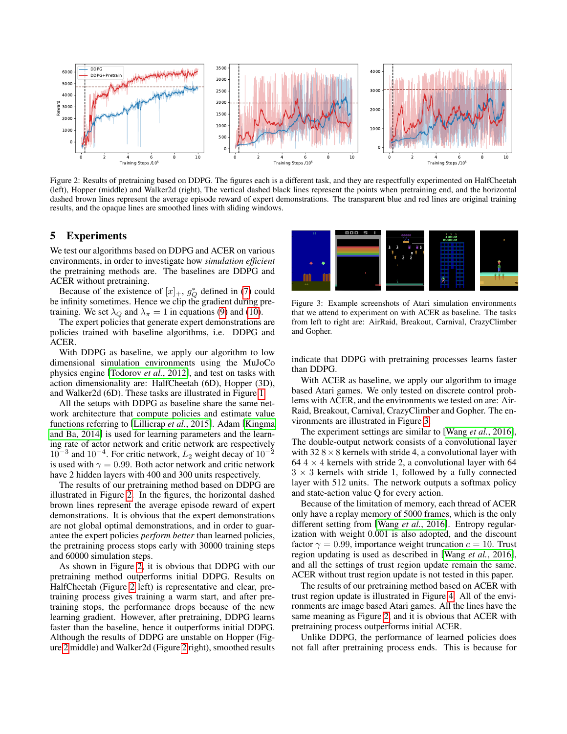Figure 2: Results of pretraining based on DDPG. The figures each is a different task, and they are respectfully experimented on HalfCheetah (left), Hopper (middle) and Walker2d (right), The vertical dashed black lines represent the points when pretraining end, and the horizontal dashed brown lines represent the average episode reward of expert demonstrations. The transparent blue and red lines are original training results, and the opaque lines are smoothed lines with sliding windows.

## 5 Experiments

We test our algorithms based on DDPG and ACER on various environments, in order to investigate how *simulation efficient* the pretraining methods are. The baselines are DDPG and ACER without pretraining.

Because of the existence of $[x]_+$, $g_Q^*$ defined in (7) could be infinity sometimes. Hence we clip the gradient during pretraining. We set $\lambda_Q$ and $\lambda_\pi = 1$ in equations (9) and (10).

The expert policies that generate expert demonstrations are policies trained with baseline algorithms, i.e. DDPG and ACER.

With DDPG as baseline, we apply our algorithm to low dimensional simulation environments using the MuJoCo physics engine [Todorov *et al.*, 2012], and test on tasks with action dimensionality are: HalfCheetah (6D), Hopper (3D), and Walker2d (6D). These tasks are illustrated in Figure 1.

All the setups with DDPG as baseline share the same network architecture that compute policies and estimate value functions referring to [Lillicrap *et al.*, 2015]. Adam [Kingma and Ba, 2014] is used for learning parameters and the learning rate of actor network and critic network are respectively $10^{-3}$ and $10^{-4}$. For critic network, $L_2$ weight decay of $10^{-2}$ is used with $\gamma = 0.99$. Both actor network and critic network have 2 hidden layers with 400 and 300 units respectively.

The results of our pretraining method based on DDPG are illustrated in Figure 2. In the figures, the horizontal dashed brown lines represent the average episode reward of expert demonstrations. It is obvious that the expert demonstrations are not global optimal demonstrations, and in order to guarantee the expert policies *perform better* than learned policies, the pretraining process stops early with 30000 training steps and 60000 simulation steps.

As shown in Figure 2, it is obvious that DDPG with our pretraining method outperforms initial DDPG. Results on HalfCheetah (Figure 2 left) is representative and clear, pretraining process gives training a warm start, and after pretraining stops, the performance drops because of the new learning gradient. However, after pretraining, DDPG learns faster than the baseline, hence it outperforms initial DDPG. Although the results of DDPG are unstable on Hopper (Figure 2 middle) and Walker2d (Figure 2 right), smoothed results indicate that DDPG with pretraining processes learns faster than DDPG.

Figure 3: Example screenshots of Atari simulation environments that we attend to experiment on with ACER as baseline. The tasks from left to right are: AirRaid, Breakout, Carnival, CrazyClimber and Gopher.

With ACER as baseline, we apply our algorithm to image based Atari games. We only tested on discrete control problems with ACER, and the environments we tested on are: AirRaid, Breakout, Carnival, CrazyClimber and Gopher. The environments are illustrated in Figure 3.

The experiment settings are similar to [Wang *et al.*, 2016]. The double-output network consists of a convolutional layer with 32 $8 \times 8$ kernels with stride 4, a convolutional layer with 64 $4 \times 4$ kernels with stride 2, a convolutional layer with 64 $3 \times 3$ kernels with stride 1, followed by a fully connected layer with 512 units. The network outputs a softmax policy and state-action value Q for every action.

Because of the limitation of memory, each thread of ACER only have a replay memory of 5000 frames, which is the only different setting from [Wang *et al.*, 2016]. Entropy regularization with weight 0.001 is also adopted, and the discount factor $\gamma = 0.99$, importance weight truncation $c = 10$. Trust region updating is used as described in [Wang *et al.*, 2016], and all the settings of trust region update remain the same. ACER without trust region update is not tested in this paper.

The results of our pretraining method based on ACER with trust region update is illustrated in Figure 4. All of the environments are image based Atari games. All the lines have the same meaning as Figure 2, and it is obvious that ACER with pretraining process outperforms initial ACER.

Unlike DDPG, the performance of learned policies does not fall after pretraining process ends. This is because for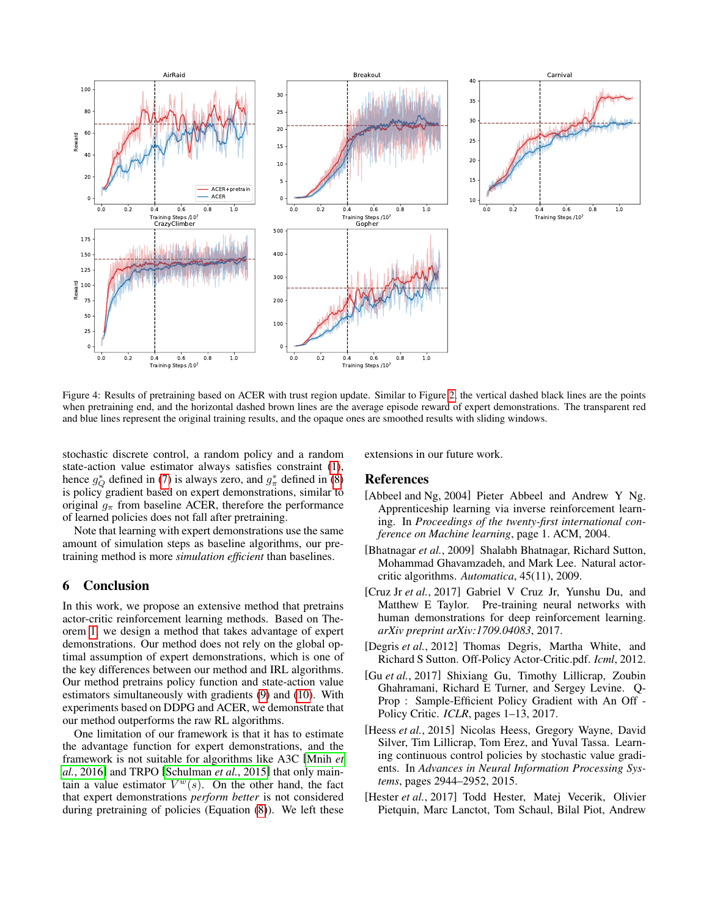Figure 4: Results of pretraining based on ACER with trust region update. Similar to Figure 2, the vertical dashed black lines are the points when pretraining end, and the horizontal dashed brown lines are the average episode reward of expert demonstrations. The transparent red and blue lines represent the original training results, and the opaque ones are smoothed results with sliding windows.

stochastic discrete control, a random policy and a random state-action value estimator always satisfies constraint (1), hence $g_Q^*$ defined in (7) is always zero, and $g_\pi^*$ defined in (8) is policy gradient based on expert demonstrations, similar to original $g_\pi$ from baseline ACER, therefore the performance of learned policies does not fall after pretraining.

Note that learning with expert demonstrations use the same amount of simulation steps as baseline algorithms, our pretraining method is more *simulation efficient* than baselines.

## 6 Conclusion

In this work, we propose an extensive method that pretrains actor-critic reinforcement learning methods. Based on Theorem 1, we design a method that takes advantage of expert demonstrations. Our method does not rely on the global optimal assumption of expert demonstrations, which is one of the key differences between our method and IRL algorithms. Our method pretrains policy function and state-action value estimators simultaneously with gradients (9) and (10). With experiments based on DDPG and ACER, we demonstrate that our method outperforms the raw RL algorithms.

One limitation of our framework is that it has to estimate the advantage function for expert demonstrations, and the framework is not suitable for algorithms like A3C [Mnih *et al.*, 2016] and TRPO [Schulman *et al.*, 2015] that only maintain a value estimator $V^w(s)$. On the other hand, the fact that expert demonstrations *perform better* is not considered during pretraining of policies (Equation (8)). We left these extensions in our future work.

## References

[Abbeel and Ng, 2004] Pieter Abbeel and Andrew Y Ng. Apprenticeship learning via inverse reinforcement learning. In *Proceedings of the twenty-first international conference on Machine learning*, page 1. ACM, 2004.

[Bhatnagar *et al.*, 2009] Shalabh Bhatnagar, Richard Sutton, Mohammad Ghavamzadeh, and Mark Lee. Natural actor-critic algorithms. *Automatica*, 45(11), 2009.

[Cruz Jr *et al.*, 2017] Gabriel V Cruz Jr, Yunshu Du, and Matthew E Taylor. Pre-training neural networks with human demonstrations for deep reinforcement learning. *arXiv preprint arXiv:1709.04083*, 2017.

[Degris *et al.*, 2012] Thomas Degris, Martha White, and Richard S Sutton. Off-Policy Actor-Critic.pdf. *Icml*, 2012.

[Gu *et al.*, 2017] Shixiang Gu, Timothy Lillicrap, Zoubin Ghahramani, Richard E Turner, and Sergey Levine. Q-Prop : Sample-Efficient Policy Gradient with An Off - Policy Critic. *ICLR*, pages 1–13, 2017.

[Heess *et al.*, 2015] Nicolas Heess, Gregory Wayne, David Silver, Tim Lillicrap, Tom Erez, and Yuval Tassa. Learning continuous control policies by stochastic value gradients. In *Advances in Neural Information Processing Systems*, pages 2944–2952, 2015.

[Hester *et al.*, 2017] Todd Hester, Matej Vecerik, Olivier Pietquin, Marc Lanctot, Tom Schaul, Bilal Piot, Andrew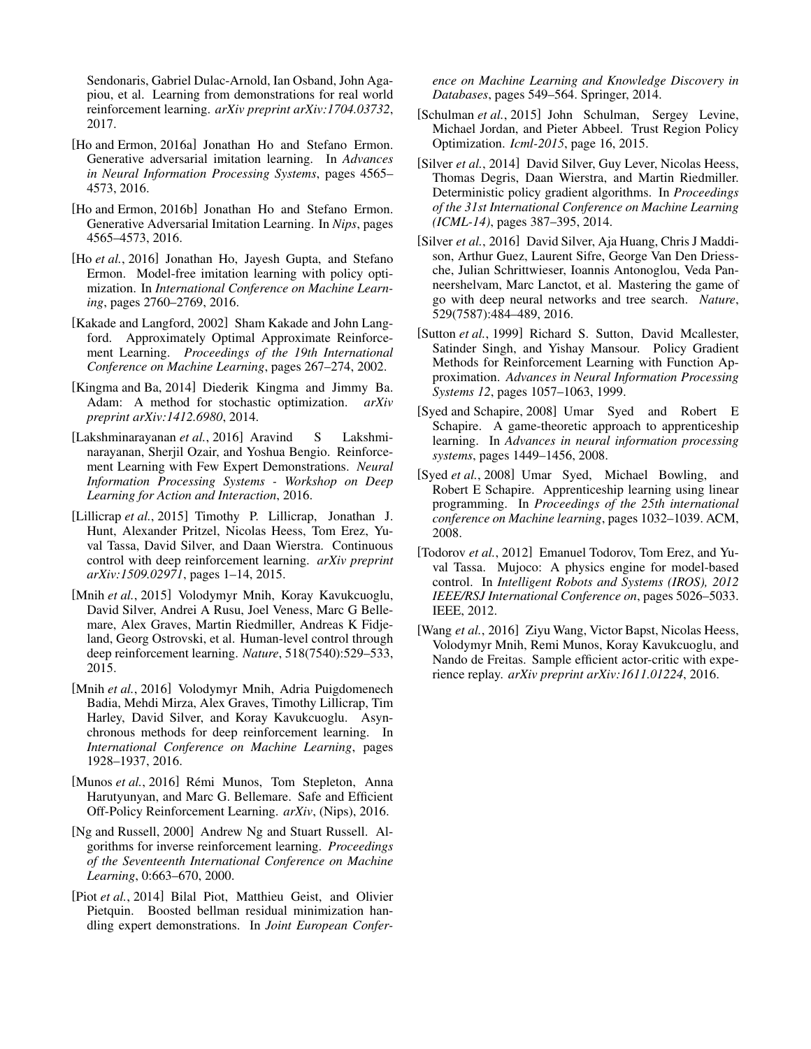Sendonaris, Gabriel Dulac-Arnold, Ian Osband, John Agapiou, et al. Learning from demonstrations for real world reinforcement learning. *arXiv preprint arXiv:1704.03732*, 2017.

[Ho and Ermon, 2016a] Jonathan Ho and Stefano Ermon. Generative adversarial imitation learning. In *Advances in Neural Information Processing Systems*, pages 4565–4573, 2016.

[Ho and Ermon, 2016b] Jonathan Ho and Stefano Ermon. Generative Adversarial Imitation Learning. In *Nips*, pages 4565–4573, 2016.

[Ho *et al.*, 2016] Jonathan Ho, Jayesh Gupta, and Stefano Ermon. Model-free imitation learning with policy optimization. In *International Conference on Machine Learning*, pages 2760–2769, 2016.

[Kakade and Langford, 2002] Sham Kakade and John Langford. Approximately Optimal Approximate Reinforcement Learning. *Proceedings of the 19th International Conference on Machine Learning*, pages 267–274, 2002.

[Kingma and Ba, 2014] Diederik Kingma and Jimmy Ba. Adam: A method for stochastic optimization. *arXiv preprint arXiv:1412.6980*, 2014.

[Lakshminarayanan *et al.*, 2016] Aravind S Lakshminarayanan, Sherjil Ozair, and Yoshua Bengio. Reinforcement Learning with Few Expert Demonstrations. *Neural Information Processing Systems - Workshop on Deep Learning for Action and Interaction*, 2016.

[Lillicrap *et al.*, 2015] Timothy P. Lillicrap, Jonathan J. Hunt, Alexander Pritzel, Nicolas Heess, Tom Erez, Yuval Tassa, David Silver, and Daan Wierstra. Continuous control with deep reinforcement learning. *arXiv preprint arXiv:1509.02971*, pages 1–14, 2015.

[Mnih *et al.*, 2015] Volodymyr Mnih, Koray Kavukcuoglu, David Silver, Andrei A Rusu, Joel Veness, Marc G Bellemare, Alex Graves, Martin Riedmiller, Andreas K Fidjeland, Georg Ostrovski, et al. Human-level control through deep reinforcement learning. *Nature*, 518(7540):529–533, 2015.

[Mnih *et al.*, 2016] Volodymyr Mnih, Adria Puigdomenech Badia, Mehdi Mirza, Alex Graves, Timothy Lillicrap, Tim Harley, David Silver, and Koray Kavukcuoglu. Asynchronous methods for deep reinforcement learning. In *International Conference on Machine Learning*, pages 1928–1937, 2016.

[Munos *et al.*, 2016] Rémi Munos, Tom Stepleton, Anna Harutyunyan, and Marc G. Bellemare. Safe and Efficient Off-Policy Reinforcement Learning. *arXiv*, (Nips), 2016.

[Ng and Russell, 2000] Andrew Ng and Stuart Russell. Algorithms for inverse reinforcement learning. *Proceedings of the Seventeenth International Conference on Machine Learning*, 0:663–670, 2000.

[Piot *et al.*, 2014] Bilal Piot, Matthieu Geist, and Olivier Pietquin. Boosted bellman residual minimization handling expert demonstrations. In *Joint European Conference on Machine Learning and Knowledge Discovery in Databases*, pages 549–564. Springer, 2014.

[Schulman *et al.*, 2015] John Schulman, Sergey Levine, Michael Jordan, and Pieter Abbeel. Trust Region Policy Optimization. *Icml-2015*, page 16, 2015.

[Silver *et al.*, 2014] David Silver, Guy Lever, Nicolas Heess, Thomas Degris, Daan Wierstra, and Martin Riedmiller. Deterministic policy gradient algorithms. In *Proceedings of the 31st International Conference on Machine Learning (ICML-14)*, pages 387–395, 2014.

[Silver *et al.*, 2016] David Silver, Aja Huang, Chris J Maddison, Arthur Guez, Laurent Sifre, George Van Den Driessche, Julian Schrittwieser, Ioannis Antonoglou, Veda Panneershelvam, Marc Lanctot, et al. Mastering the game of go with deep neural networks and tree search. *Nature*, 529(7587):484–489, 2016.

[Sutton *et al.*, 1999] Richard S. Sutton, David Mcallester, Satinder Singh, and Yishay Mansour. Policy Gradient Methods for Reinforcement Learning with Function Approximation. *Advances in Neural Information Processing Systems 12*, pages 1057–1063, 1999.

[Syed and Schapire, 2008] Umar Syed and Robert E Schapire. A game-theoretic approach to apprenticeship learning. In *Advances in neural information processing systems*, pages 1449–1456, 2008.

[Syed *et al.*, 2008] Umar Syed, Michael Bowling, and Robert E Schapire. Apprenticeship learning using linear programming. In *Proceedings of the 25th international conference on Machine learning*, pages 1032–1039. ACM, 2008.

[Todorov *et al.*, 2012] Emanuel Todorov, Tom Erez, and Yuval Tassa. Mujoco: A physics engine for model-based control. In *Intelligent Robots and Systems (IROS), 2012 IEEE/RSJ International Conference on*, pages 5026–5033. IEEE, 2012.

[Wang *et al.*, 2016] Ziyu Wang, Victor Bapst, Nicolas Heess, Volodymyr Mnih, Remi Munos, Koray Kavukcuoglu, and Nando de Freitas. Sample efficient actor-critic with experience replay. *arXiv preprint arXiv:1611.01224*, 2016.